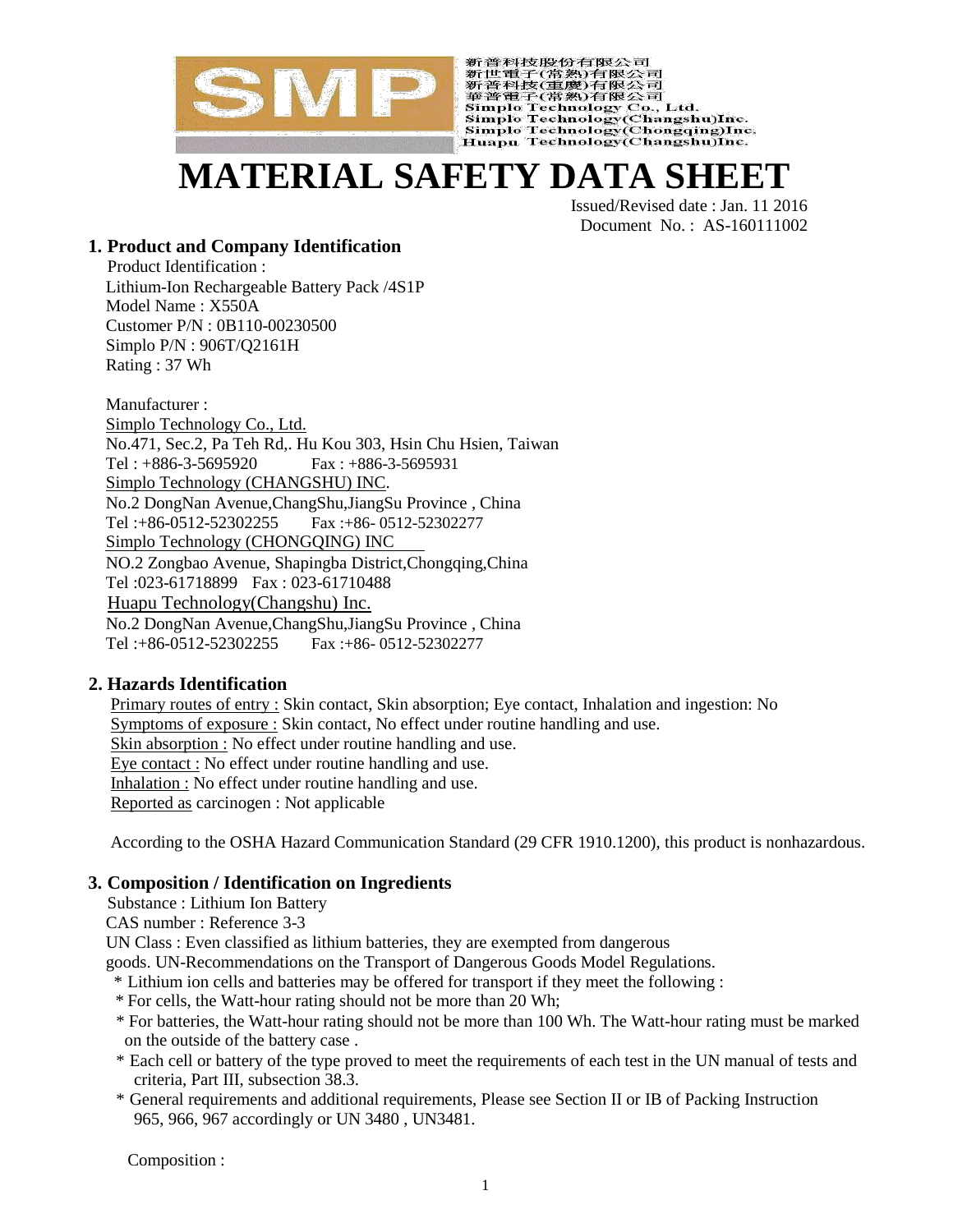SMP

新普科技股份有限公司
新世電子(常熟)有限公司
新普科技(重慶)有限公司
華普電子(常熟)有限公司
Simplo Technology Co., Ltd.
Simplo Technology(Changshu)Inc.
Simplo Technology(Chongqing)Inc.
Huapu Technology(Changshu)Inc.

# MATERIAL SAFETY DATA SHEET

Issued/Revised date : Jan. 11 2016
Document No. : AS-160111002

## 1. Product and Company Identification

Product Identification :
Lithium-Ion Rechargeable Battery Pack /4S1P
Model Name : X550A
Customer P/N : 0B110-00230500
Simplo P/N : 906T/Q2161H
Rating : 37 Wh

Manufacturer :
Simplo Technology Co., Ltd.
No.471, Sec.2, Pa Teh Rd,. Hu Kou 303, Hsin Chu Hsien, Taiwan
Tel : +886-3-5695920 Fax : +886-3-5695931
Simplo Technology (CHANGSHU) INC.
No.2 DongNan Avenue,ChangShu,JiangSu Province , China
Tel :+86-0512-52302255 Fax :+86- 0512-52302277
Simplo Technology (CHONGQING) INC
NO.2 Zongbao Avenue, Shapingba District,Chongqing,China
Tel :023-61718899 Fax : 023-61710488
Huapu Technology(Changshu) Inc.
No.2 DongNan Avenue,ChangShu,JiangSu Province , China
Tel :+86-0512-52302255 Fax :+86- 0512-52302277

## 2. Hazards Identification

Primary routes of entry : Skin contact, Skin absorption; Eye contact, Inhalation and ingestion: No
Symptoms of exposure : Skin contact, No effect under routine handling and use.
Skin absorption : No effect under routine handling and use.
Eye contact : No effect under routine handling and use.
Inhalation : No effect under routine handling and use.
Reported as carcinogen : Not applicable

According to the OSHA Hazard Communication Standard (29 CFR 1910.1200), this product is nonhazardous.

## 3. Composition / Identification on Ingredients

Substance : Lithium Ion Battery
CAS number : Reference 3-3
UN Class : Even classified as lithium batteries, they are exempted from dangerous goods. UN-Recommendations on the Transport of Dangerous Goods Model Regulations.

* Lithium ion cells and batteries may be offered for transport if they meet the following :
* For cells, the Watt-hour rating should not be more than 20 Wh;
* For batteries, the Watt-hour rating should not be more than 100 Wh. The Watt-hour rating must be marked on the outside of the battery case .
* Each cell or battery of the type proved to meet the requirements of each test in the UN manual of tests and criteria, Part III, subsection 38.3.
* General requirements and additional requirements, Please see Section II or IB of Packing Instruction 965, 966, 967 accordingly or UN 3480 , UN3481.

Composition :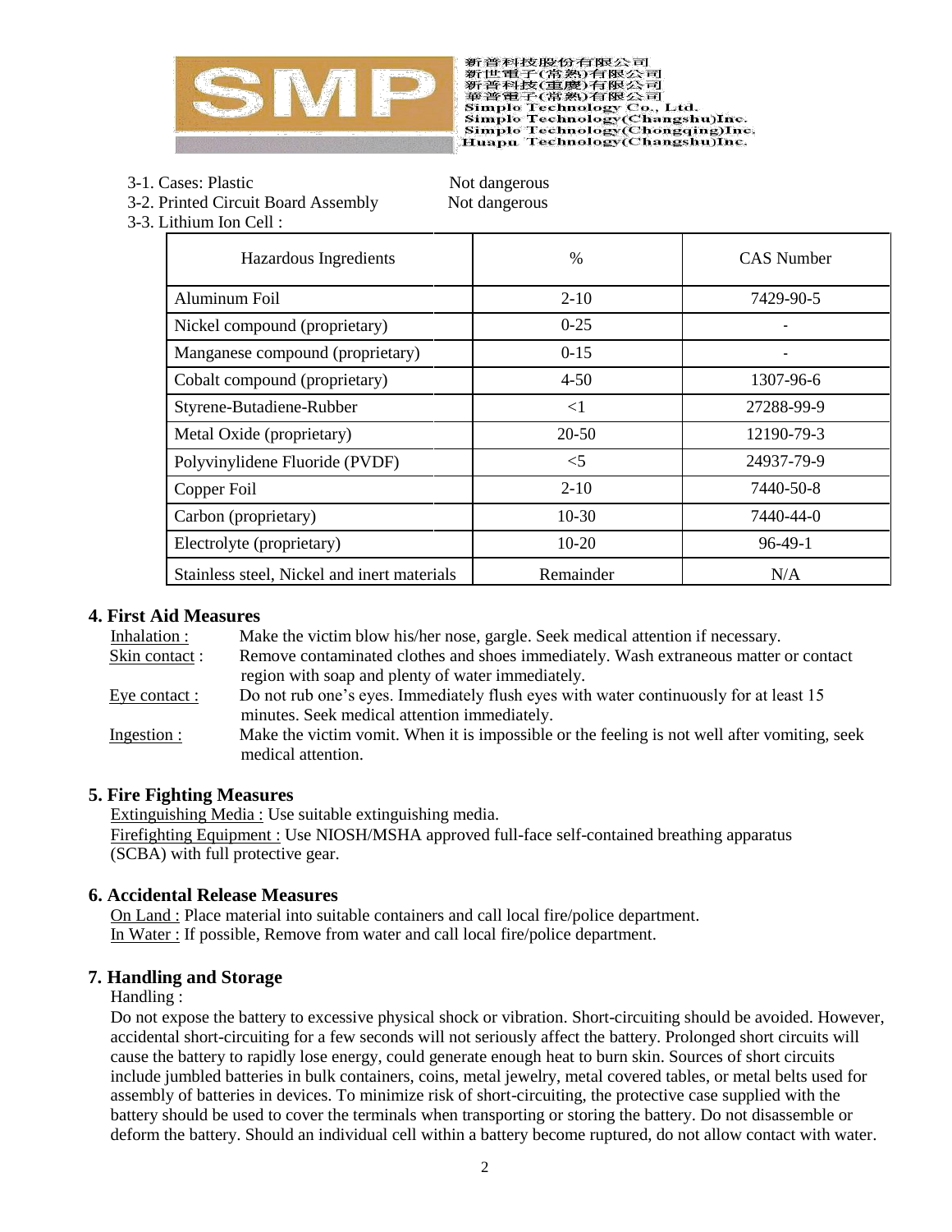3-1. Cases: Plastic Not dangerous

3-2. Printed Circuit Board Assembly Not dangerous

3-3. Lithium Ion Cell :

| Hazardous Ingredients | % | CAS Number |
|---|---|---|
| Aluminum Foil | 2-10 | 7429-90-5 |
| Nickel compound (proprietary) | 0-25 | - |
| Manganese compound (proprietary) | 0-15 | - |
| Cobalt compound (proprietary) | 4-50 | 1307-96-6 |
| Styrene-Butadiene-Rubber | <1 | 27288-99-9 |
| Metal Oxide (proprietary) | 20-50 | 12190-79-3 |
| Polyvinylidene Fluoride (PVDF) | <5 | 24937-79-9 |
| Copper Foil | 2-10 | 7440-50-8 |
| Carbon (proprietary) | 10-30 | 7440-44-0 |
| Electrolyte (proprietary) | 10-20 | 96-49-1 |
| Stainless steel, Nickel and inert materials | Remainder | N/A |

## 4. First Aid Measures

Inhalation : Make the victim blow his/her nose, gargle. Seek medical attention if necessary.

Skin contact : Remove contaminated clothes and shoes immediately. Wash extraneous matter or contact region with soap and plenty of water immediately.

Eye contact : Do not rub one's eyes. Immediately flush eyes with water continuously for at least 15 minutes. Seek medical attention immediately.

Ingestion : Make the victim vomit. When it is impossible or the feeling is not well after vomiting, seek medical attention.

## 5. Fire Fighting Measures

Extinguishing Media : Use suitable extinguishing media.

Firefighting Equipment : Use NIOSH/MSHA approved full-face self-contained breathing apparatus (SCBA) with full protective gear.

## 6. Accidental Release Measures

On Land : Place material into suitable containers and call local fire/police department.

In Water : If possible, Remove from water and call local fire/police department.

## 7. Handling and Storage

Handling :

Do not expose the battery to excessive physical shock or vibration. Short-circuiting should be avoided. However, accidental short-circuiting for a few seconds will not seriously affect the battery. Prolonged short circuits will cause the battery to rapidly lose energy, could generate enough heat to burn skin. Sources of short circuits include jumbled batteries in bulk containers, coins, metal jewelry, metal covered tables, or metal belts used for assembly of batteries in devices. To minimize risk of short-circuiting, the protective case supplied with the battery should be used to cover the terminals when transporting or storing the battery. Do not disassemble or deform the battery. Should an individual cell within a battery become ruptured, do not allow contact with water.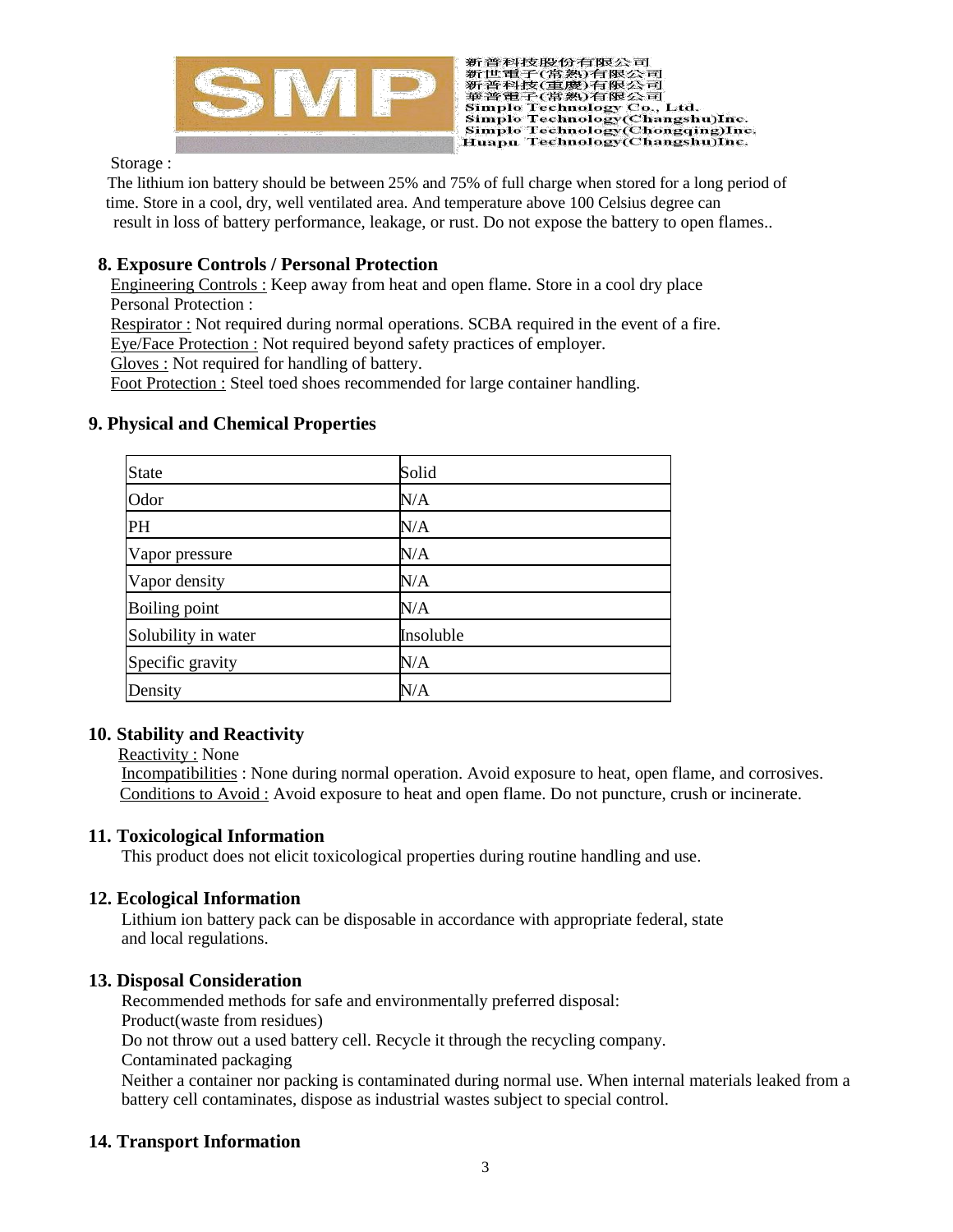Storage :

The lithium ion battery should be between 25% and 75% of full charge when stored for a long period of time. Store in a cool, dry, well ventilated area. And temperature above 100 Celsius degree can result in loss of battery performance, leakage, or rust. Do not expose the battery to open flames..

## 8. Exposure Controls / Personal Protection

Engineering Controls : Keep away from heat and open flame. Store in a cool dry place

Personal Protection :

Respirator : Not required during normal operations. SCBA required in the event of a fire.

Eye/Face Protection : Not required beyond safety practices of employer.

Gloves : Not required for handling of battery.

Foot Protection : Steel toed shoes recommended for large container handling.

## 9. Physical and Chemical Properties

| State | Solid |
|---|---|
| Odor | N/A |
| PH | N/A |
| Vapor pressure | N/A |
| Vapor density | N/A |
| Boiling point | N/A |
| Solubility in water | Insoluble |
| Specific gravity | N/A |
| Density | N/A |

## 10. Stability and Reactivity

Reactivity : None

Incompatibilities : None during normal operation. Avoid exposure to heat, open flame, and corrosives.

Conditions to Avoid : Avoid exposure to heat and open flame. Do not puncture, crush or incinerate.

## 11. Toxicological Information

This product does not elicit toxicological properties during routine handling and use.

## 12. Ecological Information

Lithium ion battery pack can be disposable in accordance with appropriate federal, state and local regulations.

## 13. Disposal Consideration

Recommended methods for safe and environmentally preferred disposal:

Product(waste from residues)

Do not throw out a used battery cell. Recycle it through the recycling company.

Contaminated packaging

Neither a container nor packing is contaminated during normal use. When internal materials leaked from a battery cell contaminates, dispose as industrial wastes subject to special control.

## 14. Transport Information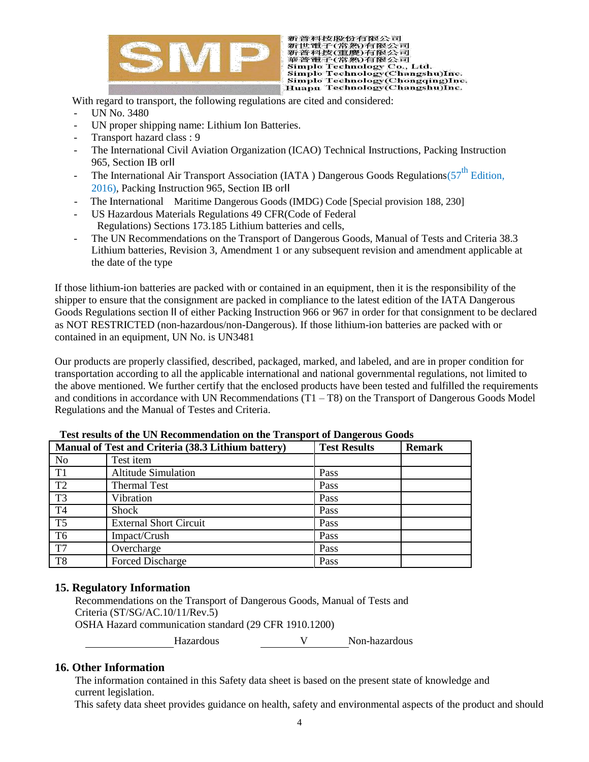With regard to transport, the following regulations are cited and considered:

- UN No. 3480
- UN proper shipping name: Lithium Ion Batteries.
- Transport hazard class : 9
- The International Civil Aviation Organization (ICAO) Technical Instructions, Packing Instruction 965, Section IB orⅡ
- The International Air Transport Association (IATA ) Dangerous Goods Regulations(57th Edition, 2016), Packing Instruction 965, Section IB orⅡ
- The International Maritime Dangerous Goods (IMDG) Code [Special provision 188, 230]
- US Hazardous Materials Regulations 49 CFR(Code of Federal Regulations) Sections 173.185 Lithium batteries and cells,
- The UN Recommendations on the Transport of Dangerous Goods, Manual of Tests and Criteria 38.3 Lithium batteries, Revision 3, Amendment 1 or any subsequent revision and amendment applicable at the date of the type

If those lithium-ion batteries are packed with or contained in an equipment, then it is the responsibility of the shipper to ensure that the consignment are packed in compliance to the latest edition of the IATA Dangerous Goods Regulations section Ⅱ of either Packing Instruction 966 or 967 in order for that consignment to be declared as NOT RESTRICTED (non-hazardous/non-Dangerous). If those lithium-ion batteries are packed with or contained in an equipment, UN No. is UN3481

Our products are properly classified, described, packaged, marked, and labeled, and are in proper condition for transportation according to all the applicable international and national governmental regulations, not limited to the above mentioned. We further certify that the enclosed products have been tested and fulfilled the requirements and conditions in accordance with UN Recommendations (T1 – T8) on the Transport of Dangerous Goods Model Regulations and the Manual of Testes and Criteria.

**Test results of the UN Recommendation on the Transport of Dangerous Goods**

| Manual of Test and Criteria (38.3 Lithium battery) | | Test Results | Remark |
|---|---|---|---|
| No | Test item | | |
| T1 | Altitude Simulation | Pass | |
| T2 | Thermal Test | Pass | |
| T3 | Vibration | Pass | |
| T4 | Shock | Pass | |
| T5 | External Short Circuit | Pass | |
| T6 | Impact/Crush | Pass | |
| T7 | Overcharge | Pass | |
| T8 | Forced Discharge | Pass | |

## 15. Regulatory Information

Recommendations on the Transport of Dangerous Goods, Manual of Tests and Criteria (ST/SG/AC.10/11/Rev.5)

OSHA Hazard communication standard (29 CFR 1910.1200)

_______ Hazardous ___V___ Non-hazardous

## 16. Other Information

The information contained in this Safety data sheet is based on the present state of knowledge and current legislation.

This safety data sheet provides guidance on health, safety and environmental aspects of the product and should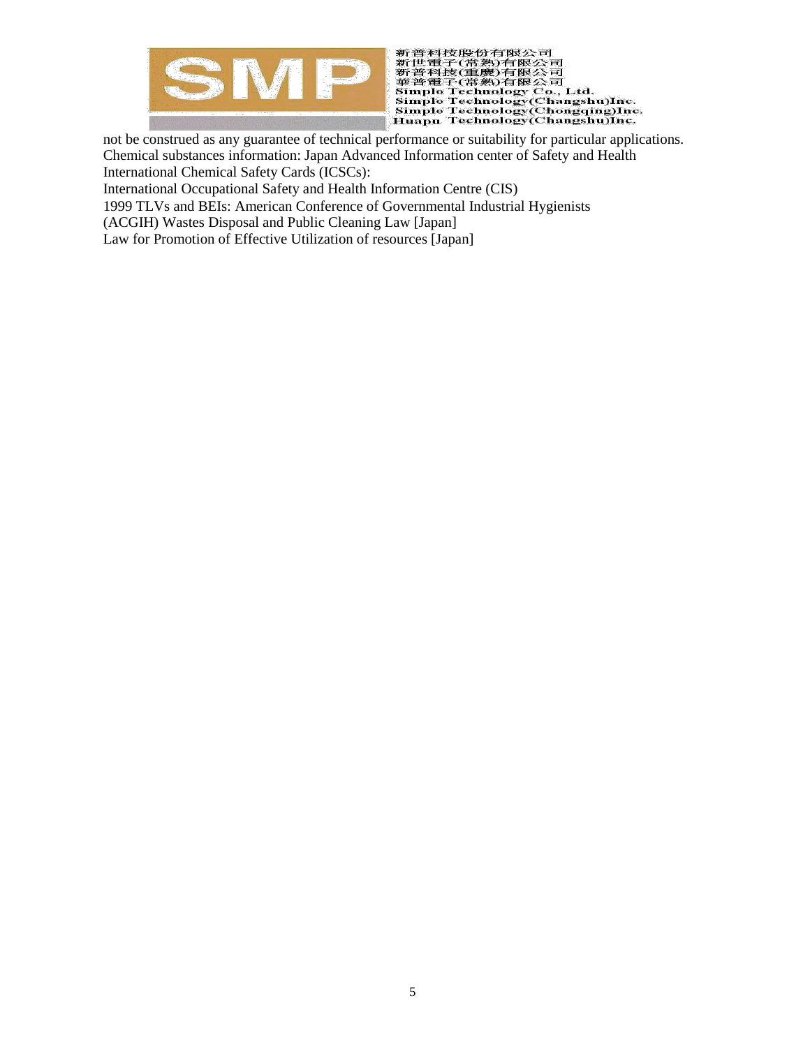not be construed as any guarantee of technical performance or suitability for particular applications.
Chemical substances information: Japan Advanced Information center of Safety and Health
International Chemical Safety Cards (ICSCs):
International Occupational Safety and Health Information Centre (CIS)
1999 TLVs and BEIs: American Conference of Governmental Industrial Hygienists
(ACGIH) Wastes Disposal and Public Cleaning Law [Japan]
Law for Promotion of Effective Utilization of resources [Japan]